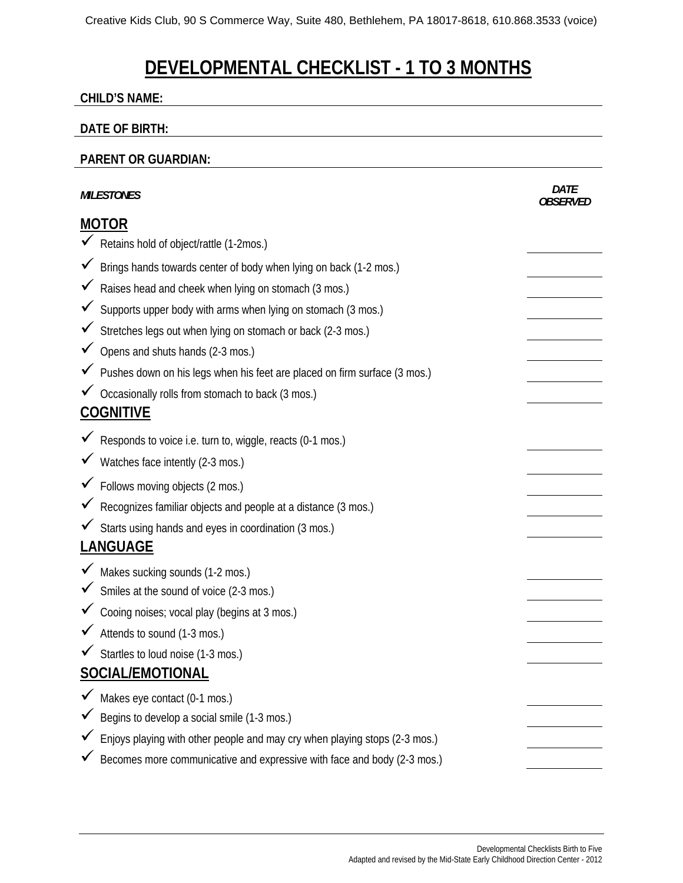Creative Kids Club, 90 S Commerce Way, Suite 480, Bethlehem, PA 18017-8618, 610.868.3533 (voice)

# DEVELOPMENTAL CHECKLIST - 1 TO 3 MONTHS

**CHILD'S NAME:** ______________________________

**DATE OF BIRTH:** ______________________________

**PARENT OR GUARDIAN:** ______________________________

| *MILESTONES* | *DATE OBSERVED* |
|---|---|
| **MOTOR** | |
| ✓ Retains hold of object/rattle (1-2mos.) | ________ |
| ✓ Brings hands towards center of body when lying on back (1-2 mos.) | ________ |
| ✓ Raises head and cheek when lying on stomach (3 mos.) | ________ |
| ✓ Supports upper body with arms when lying on stomach (3 mos.) | ________ |
| ✓ Stretches legs out when lying on stomach or back (2-3 mos.) | ________ |
| ✓ Opens and shuts hands (2-3 mos.) | ________ |
| ✓ Pushes down on his legs when his feet are placed on firm surface (3 mos.) | ________ |
| ✓ Occasionally rolls from stomach to back (3 mos.) | ________ |
| **COGNITIVE** | |
| ✓ Responds to voice i.e. turn to, wiggle, reacts (0-1 mos.) | ________ |
| ✓ Watches face intently (2-3 mos.) | ________ |
| ✓ Follows moving objects (2 mos.) | ________ |
| ✓ Recognizes familiar objects and people at a distance (3 mos.) | ________ |
| ✓ Starts using hands and eyes in coordination (3 mos.) | ________ |
| **LANGUAGE** | |
| ✓ Makes sucking sounds (1-2 mos.) | ________ |
| ✓ Smiles at the sound of voice (2-3 mos.) | ________ |
| ✓ Cooing noises; vocal play (begins at 3 mos.) | ________ |
| ✓ Attends to sound (1-3 mos.) | ________ |
| ✓ Startles to loud noise (1-3 mos.) | ________ |
| **SOCIAL/EMOTIONAL** | |
| ✓ Makes eye contact (0-1 mos.) | ________ |
| ✓ Begins to develop a social smile (1-3 mos.) | ________ |
| ✓ Enjoys playing with other people and may cry when playing stops (2-3 mos.) | ________ |
| ✓ Becomes more communicative and expressive with face and body (2-3 mos.) | ________ |

Developmental Checklists Birth to Five
Adapted and revised by the Mid-State Early Childhood Direction Center - 2012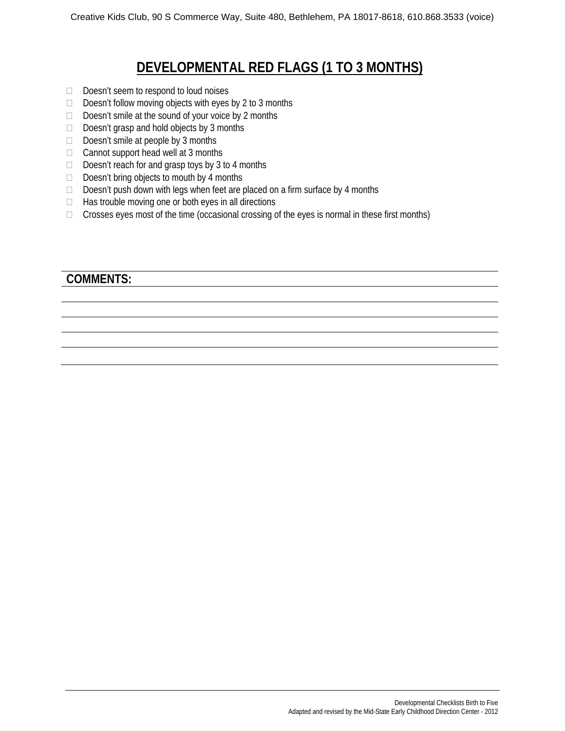## DEVELOPMENTAL RED FLAGS (1 TO 3 MONTHS)

- ☐ Doesn't seem to respond to loud noises
- ☐ Doesn't follow moving objects with eyes by 2 to 3 months
- ☐ Doesn't smile at the sound of your voice by 2 months
- ☐ Doesn't grasp and hold objects by 3 months
- ☐ Doesn't smile at people by 3 months
- ☐ Cannot support head well at 3 months
- ☐ Doesn't reach for and grasp toys by 3 to 4 months
- ☐ Doesn't bring objects to mouth by 4 months
- ☐ Doesn't push down with legs when feet are placed on a firm surface by 4 months
- ☐ Has trouble moving one or both eyes in all directions
- ☐ Crosses eyes most of the time (occasional crossing of the eyes is normal in these first months)

**COMMENTS:**

Developmental Checklists Birth to Five
Adapted and revised by the Mid-State Early Childhood Direction Center - 2012